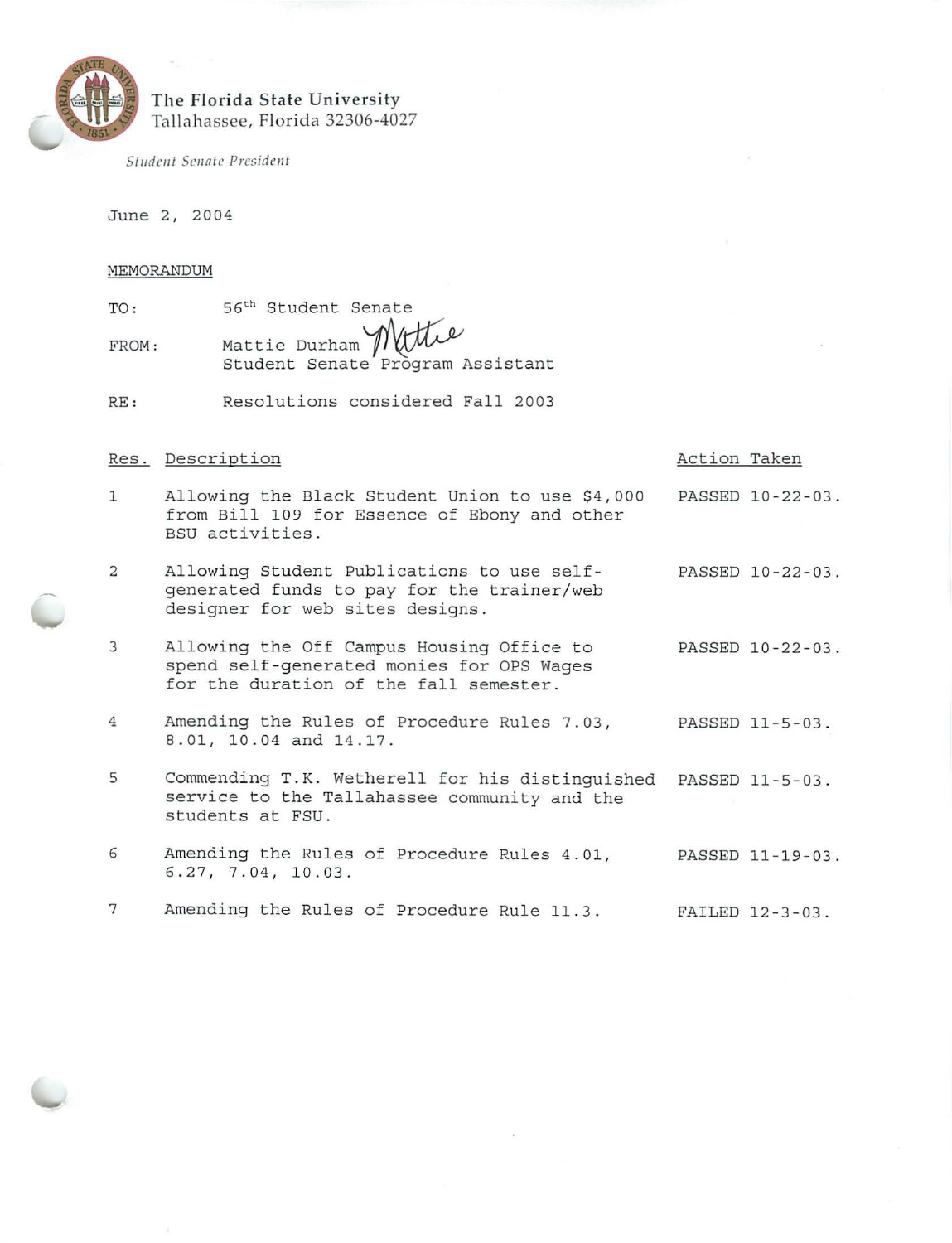The Florida State University
Tallahassee, Florida 32306-4027

*Student Senate President*

June 2, 2004

MEMORANDUM

TO: 56th Student Senate

FROM: Mattie Durham
Student Senate Program Assistant

RE: Resolutions considered Fall 2003

| Res. | Description | Action Taken |
|---|---|---|
| 1 | Allowing the Black Student Union to use $4,000 from Bill 109 for Essence of Ebony and other BSU activities. | PASSED 10-22-03. |
| 2 | Allowing Student Publications to use self-generated funds to pay for the trainer/web designer for web sites designs. | PASSED 10-22-03. |
| 3 | Allowing the Off Campus Housing Office to spend self-generated monies for OPS Wages for the duration of the fall semester. | PASSED 10-22-03. |
| 4 | Amending the Rules of Procedure Rules 7.03, 8.01, 10.04 and 14.17. | PASSED 11-5-03. |
| 5 | Commending T.K. Wetherell for his distinguished service to the Tallahassee community and the students at FSU. | PASSED 11-5-03. |
| 6 | Amending the Rules of Procedure Rules 4.01, 6.27, 7.04, 10.03. | PASSED 11-19-03. |
| 7 | Amending the Rules of Procedure Rule 11.3. | FAILED 12-3-03. |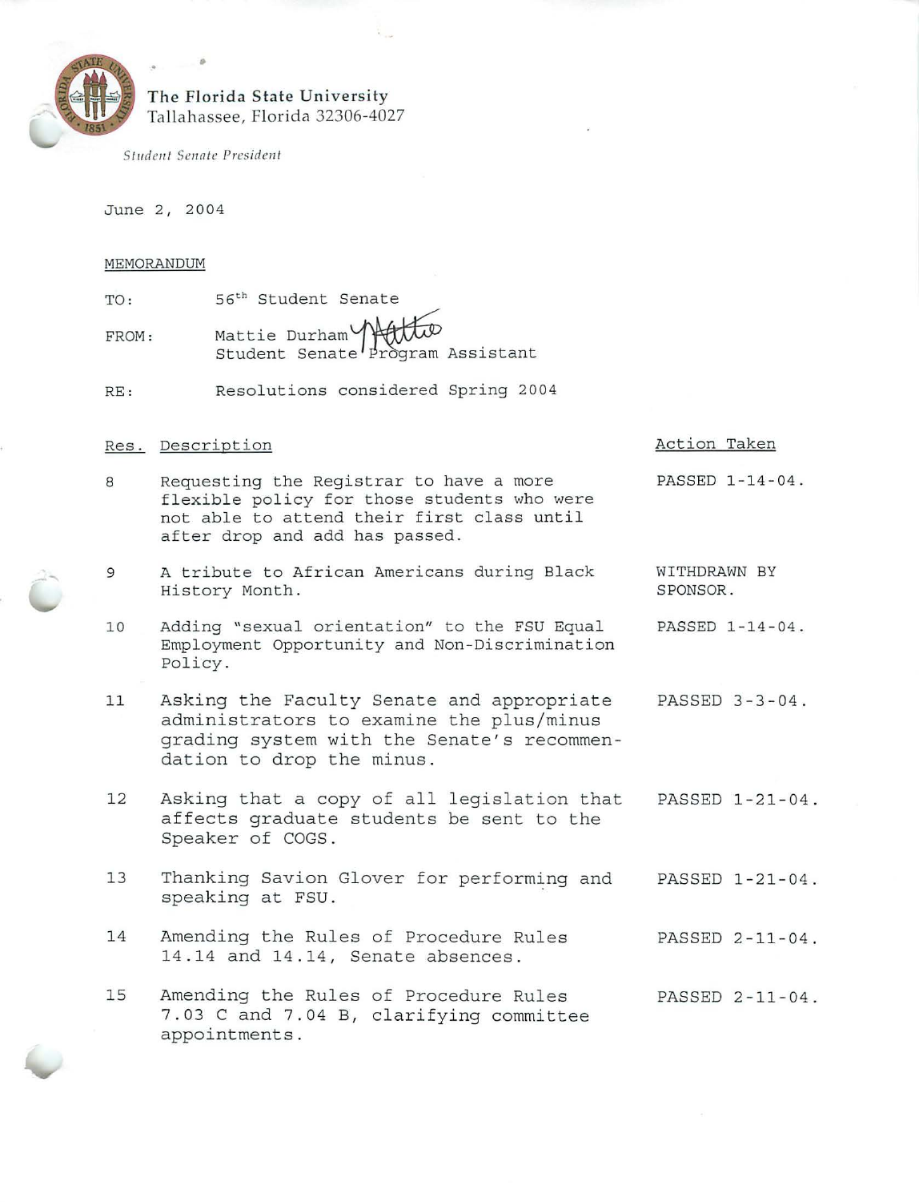The Florida State University
Tallahassee, Florida 32306-4027

*Student Senate President*

June 2, 2004

MEMORANDUM

TO: 56th Student Senate

FROM: Mattie Durham
Student Senate Program Assistant

RE: Resolutions considered Spring 2004

| Res. | Description | Action Taken |
| --- | --- | --- |
| 8 | Requesting the Registrar to have a more flexible policy for those students who were not able to attend their first class until after drop and add has passed. | PASSED 1-14-04. |
| 9 | A tribute to African Americans during Black History Month. | WITHDRAWN BY SPONSOR. |
| 10 | Adding "sexual orientation" to the FSU Equal Employment Opportunity and Non-Discrimination Policy. | PASSED 1-14-04. |
| 11 | Asking the Faculty Senate and appropriate administrators to examine the plus/minus grading system with the Senate's recommendation to drop the minus. | PASSED 3-3-04. |
| 12 | Asking that a copy of all legislation that affects graduate students be sent to the Speaker of COGS. | PASSED 1-21-04. |
| 13 | Thanking Savion Glover for performing and speaking at FSU. | PASSED 1-21-04. |
| 14 | Amending the Rules of Procedure Rules 14.14 and 14.14, Senate absences. | PASSED 2-11-04. |
| 15 | Amending the Rules of Procedure Rules 7.03 C and 7.04 B, clarifying committee appointments. | PASSED 2-11-04. |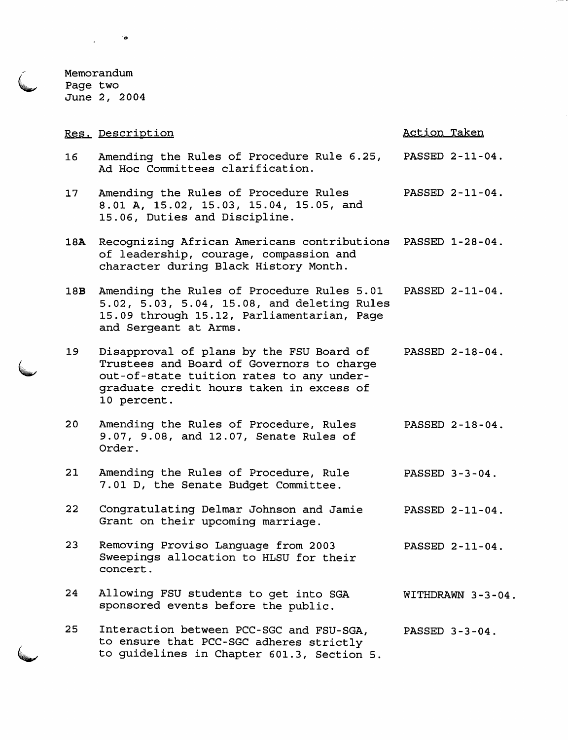Memorandum
Page two
June 2, 2004

| Res. | Description | Action Taken |
|---|---|---|
| 16 | Amending the Rules of Procedure Rule 6.25, Ad Hoc Committees clarification. | PASSED 2-11-04. |
| 17 | Amending the Rules of Procedure Rules 8.01 A, 15.02, 15.03, 15.04, 15.05, and 15.06, Duties and Discipline. | PASSED 2-11-04. |
| **18A** | Recognizing African Americans contributions of leadership, courage, compassion and character during Black History Month. | PASSED 1-28-04. |
| **18B** | Amending the Rules of Procedure Rules 5.01 5.02, 5.03, 5.04, 15.08, and deleting Rules 15.09 through 15.12, Parliamentarian, Page and Sergeant at Arms. | PASSED 2-11-04. |
| 19 | Disapproval of plans by the FSU Board of Trustees and Board of Governors to charge out-of-state tuition rates to any under-graduate credit hours taken in excess of 10 percent. | PASSED 2-18-04. |
| 20 | Amending the Rules of Procedure, Rules 9.07, 9.08, and 12.07, Senate Rules of Order. | PASSED 2-18-04. |
| 21 | Amending the Rules of Procedure, Rule 7.01 D, the Senate Budget Committee. | PASSED 3-3-04. |
| 22 | Congratulating Delmar Johnson and Jamie Grant on their upcoming marriage. | PASSED 2-11-04. |
| 23 | Removing Proviso Language from 2003 Sweepings allocation to HLSU for their concert. | PASSED 2-11-04. |
| 24 | Allowing FSU students to get into SGA sponsored events before the public. | WITHDRAWN 3-3-04. |
| 25 | Interaction between PCC-SGC and FSU-SGA, to ensure that PCC-SGC adheres strictly to guidelines in Chapter 601.3, Section 5. | PASSED 3-3-04. |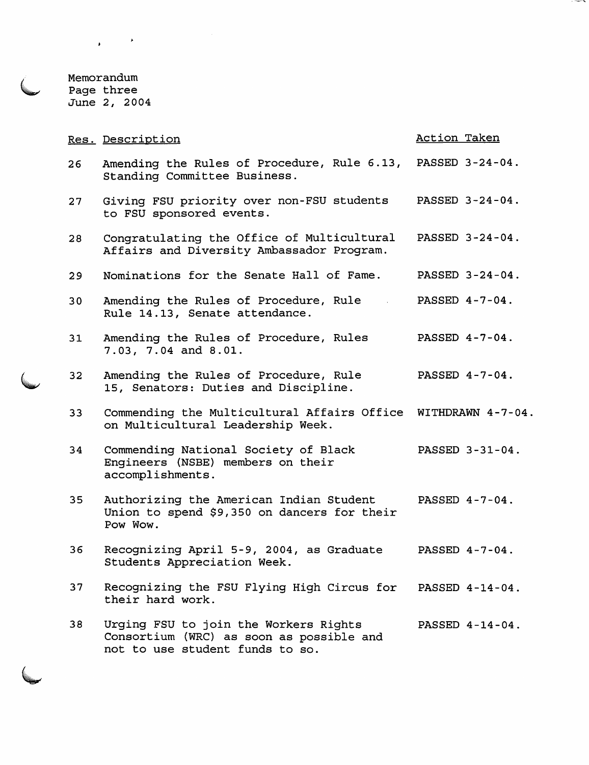Memorandum
Page three
June 2, 2004

| Res. | Description | Action Taken |
|---|---|---|
| 26 | Amending the Rules of Procedure, Rule 6.13, Standing Committee Business. | PASSED 3-24-04. |
| 27 | Giving FSU priority over non-FSU students to FSU sponsored events. | PASSED 3-24-04. |
| 28 | Congratulating the Office of Multicultural Affairs and Diversity Ambassador Program. | PASSED 3-24-04. |
| 29 | Nominations for the Senate Hall of Fame. | PASSED 3-24-04. |
| 30 | Amending the Rules of Procedure, Rule Rule 14.13, Senate attendance. | PASSED 4-7-04. |
| 31 | Amending the Rules of Procedure, Rules 7.03, 7.04 and 8.01. | PASSED 4-7-04. |
| 32 | Amending the Rules of Procedure, Rule 15, Senators: Duties and Discipline. | PASSED 4-7-04. |
| 33 | Commending the Multicultural Affairs Office on Multicultural Leadership Week. | WITHDRAWN 4-7-04. |
| 34 | Commending National Society of Black Engineers (NSBE) members on their accomplishments. | PASSED 3-31-04. |
| 35 | Authorizing the American Indian Student Union to spend $9,350 on dancers for their Pow Wow. | PASSED 4-7-04. |
| 36 | Recognizing April 5-9, 2004, as Graduate Students Appreciation Week. | PASSED 4-7-04. |
| 37 | Recognizing the FSU Flying High Circus for their hard work. | PASSED 4-14-04. |
| 38 | Urging FSU to join the Workers Rights Consortium (WRC) as soon as possible and not to use student funds to so. | PASSED 4-14-04. |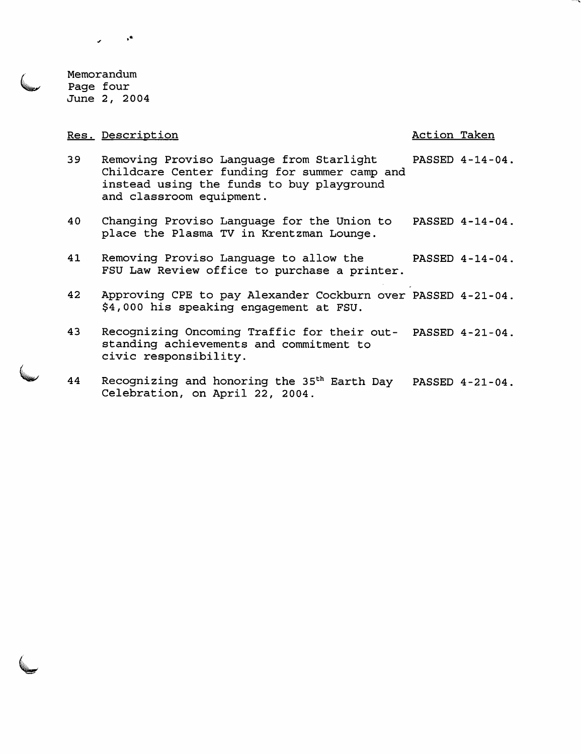Memorandum
Page four
June 2, 2004

| Res. | Description | Action Taken |
|---|---|---|
| 39 | Removing Proviso Language from Starlight Childcare Center funding for summer camp and instead using the funds to buy playground and classroom equipment. | PASSED 4-14-04. |
| 40 | Changing Proviso Language for the Union to place the Plasma TV in Krentzman Lounge. | PASSED 4-14-04. |
| 41 | Removing Proviso Language to allow the FSU Law Review office to purchase a printer. | PASSED 4-14-04. |
| 42 | Approving CPE to pay Alexander Cockburn over $4,000 his speaking engagement at FSU. | PASSED 4-21-04. |
| 43 | Recognizing Oncoming Traffic for their outstanding achievements and commitment to civic responsibility. | PASSED 4-21-04. |
| 44 | Recognizing and honoring the 35th Earth Day Celebration, on April 22, 2004. | PASSED 4-21-04. |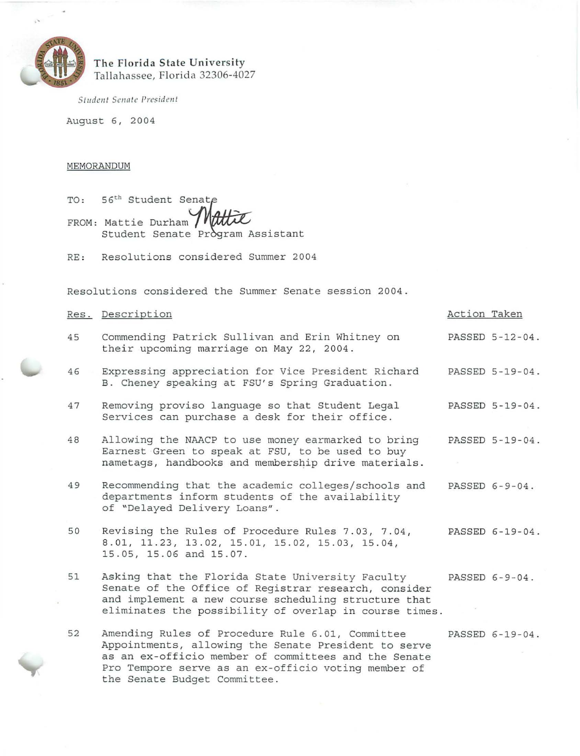The Florida State University
Tallahassee, Florida 32306-4027

*Student Senate President*

August 6, 2004

MEMORANDUM

TO: 56th Student Senate

FROM: Mattie Durham
Student Senate Program Assistant

RE: Resolutions considered Summer 2004

Resolutions considered the Summer Senate session 2004.

| Res. | Description | Action Taken |
|---|---|---|
| 45 | Commending Patrick Sullivan and Erin Whitney on their upcoming marriage on May 22, 2004. | PASSED 5-12-04. |
| 46 | Expressing appreciation for Vice President Richard B. Cheney speaking at FSU's Spring Graduation. | PASSED 5-19-04. |
| 47 | Removing proviso language so that Student Legal Services can purchase a desk for their office. | PASSED 5-19-04. |
| 48 | Allowing the NAACP to use money earmarked to bring Earnest Green to speak at FSU, to be used to buy nametags, handbooks and membership drive materials. | PASSED 5-19-04. |
| 49 | Recommending that the academic colleges/schools and departments inform students of the availability of "Delayed Delivery Loans". | PASSED 6-9-04. |
| 50 | Revising the Rules of Procedure Rules 7.03, 7.04, 8.01, 11.23, 13.02, 15.01, 15.02, 15.03, 15.04, 15.05, 15.06 and 15.07. | PASSED 6-19-04. |
| 51 | Asking that the Florida State University Faculty Senate of the Office of Registrar research, consider and implement a new course scheduling structure that eliminates the possibility of overlap in course times. | PASSED 6-9-04. |
| 52 | Amending Rules of Procedure Rule 6.01, Committee Appointments, allowing the Senate President to serve as an ex-officio member of committees and the Senate Pro Tempore serve as an ex-officio voting member of the Senate Budget Committee. | PASSED 6-19-04. |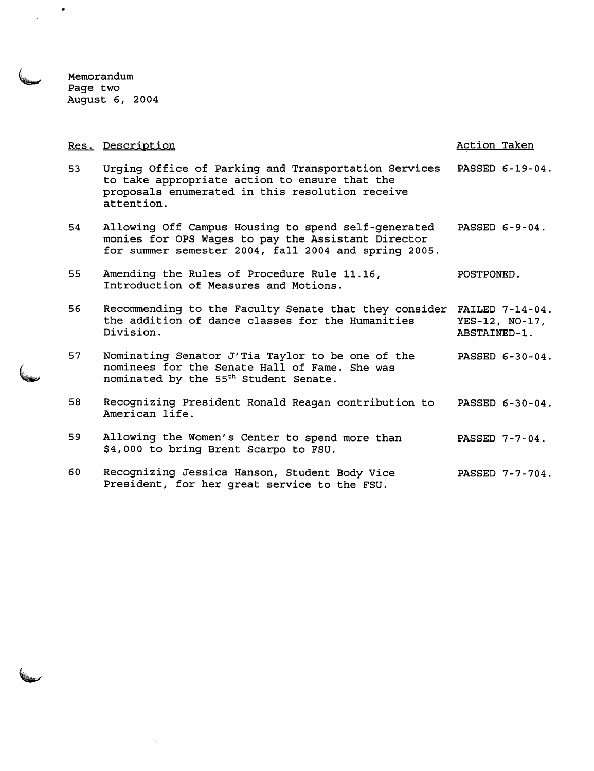Memorandum
Page two
August 6, 2004

| Res. | Description | Action Taken |
|---|---|---|
| 53 | Urging Office of Parking and Transportation Services to take appropriate action to ensure that the proposals enumerated in this resolution receive attention. | PASSED 6-19-04. |
| 54 | Allowing Off Campus Housing to spend self-generated monies for OPS Wages to pay the Assistant Director for summer semester 2004, fall 2004 and spring 2005. | PASSED 6-9-04. |
| 55 | Amending the Rules of Procedure Rule 11.16, Introduction of Measures and Motions. | POSTPONED. |
| 56 | Recommending to the Faculty Senate that they consider the addition of dance classes for the Humanities Division. | FAILED 7-14-04. YES-12, NO-17, ABSTAINED-1. |
| 57 | Nominating Senator J'Tia Taylor to be one of the nominees for the Senate Hall of Fame. She was nominated by the 55th Student Senate. | PASSED 6-30-04. |
| 58 | Recognizing President Ronald Reagan contribution to American life. | PASSED 6-30-04. |
| 59 | Allowing the Women's Center to spend more than $4,000 to bring Brent Scarpo to FSU. | PASSED 7-7-04. |
| 60 | Recognizing Jessica Hanson, Student Body Vice President, for her great service to the FSU. | PASSED 7-7-704. |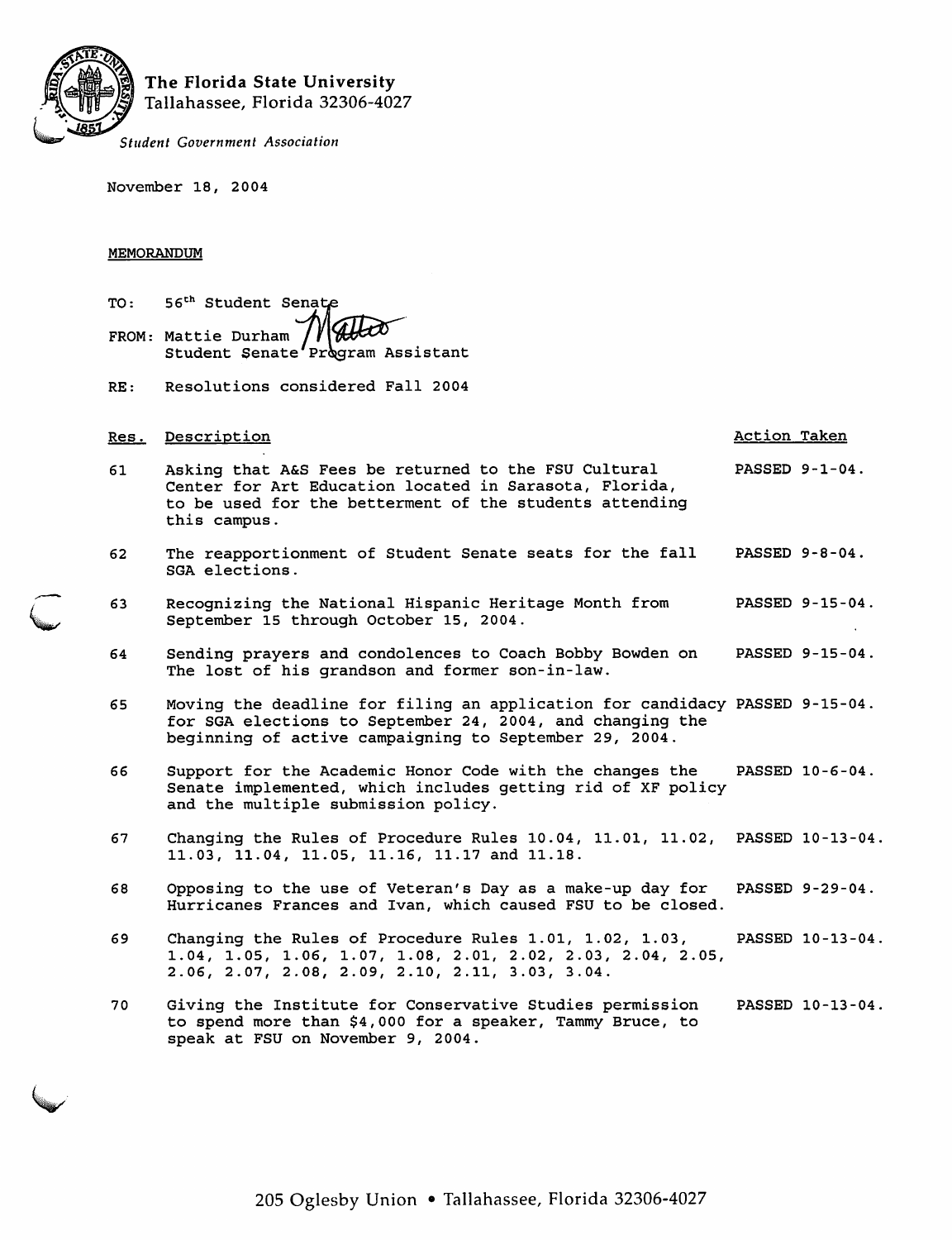**The Florida State University**
Tallahassee, Florida 32306-4027

*Student Government Association*

November 18, 2004

MEMORANDUM

TO: 56th Student Senate

FROM: Mattie Durham
Student Senate Program Assistant

RE: Resolutions considered Fall 2004

| Res. | Description | Action Taken |
|---|---|---|
| 61 | Asking that A&S Fees be returned to the FSU Cultural Center for Art Education located in Sarasota, Florida, to be used for the betterment of the students attending this campus. | PASSED 9-1-04. |
| 62 | The reapportionment of Student Senate seats for the fall SGA elections. | PASSED 9-8-04. |
| 63 | Recognizing the National Hispanic Heritage Month from September 15 through October 15, 2004. | PASSED 9-15-04. |
| 64 | Sending prayers and condolences to Coach Bobby Bowden on The lost of his grandson and former son-in-law. | PASSED 9-15-04. |
| 65 | Moving the deadline for filing an application for candidacy for SGA elections to September 24, 2004, and changing the beginning of active campaigning to September 29, 2004. | PASSED 9-15-04. |
| 66 | Support for the Academic Honor Code with the changes the Senate implemented, which includes getting rid of XF policy and the multiple submission policy. | PASSED 10-6-04. |
| 67 | Changing the Rules of Procedure Rules 10.04, 11.01, 11.02, 11.03, 11.04, 11.05, 11.16, 11.17 and 11.18. | PASSED 10-13-04. |
| 68 | Opposing to the use of Veteran's Day as a make-up day for Hurricanes Frances and Ivan, which caused FSU to be closed. | PASSED 9-29-04. |
| 69 | Changing the Rules of Procedure Rules 1.01, 1.02, 1.03, 1.04, 1.05, 1.06, 1.07, 1.08, 2.01, 2.02, 2.03, 2.04, 2.05, 2.06, 2.07, 2.08, 2.09, 2.10, 2.11, 3.03, 3.04. | PASSED 10-13-04. |
| 70 | Giving the Institute for Conservative Studies permission to spend more than $4,000 for a speaker, Tammy Bruce, to speak at FSU on November 9, 2004. | PASSED 10-13-04. |

205 Oglesby Union • Tallahassee, Florida 32306-4027